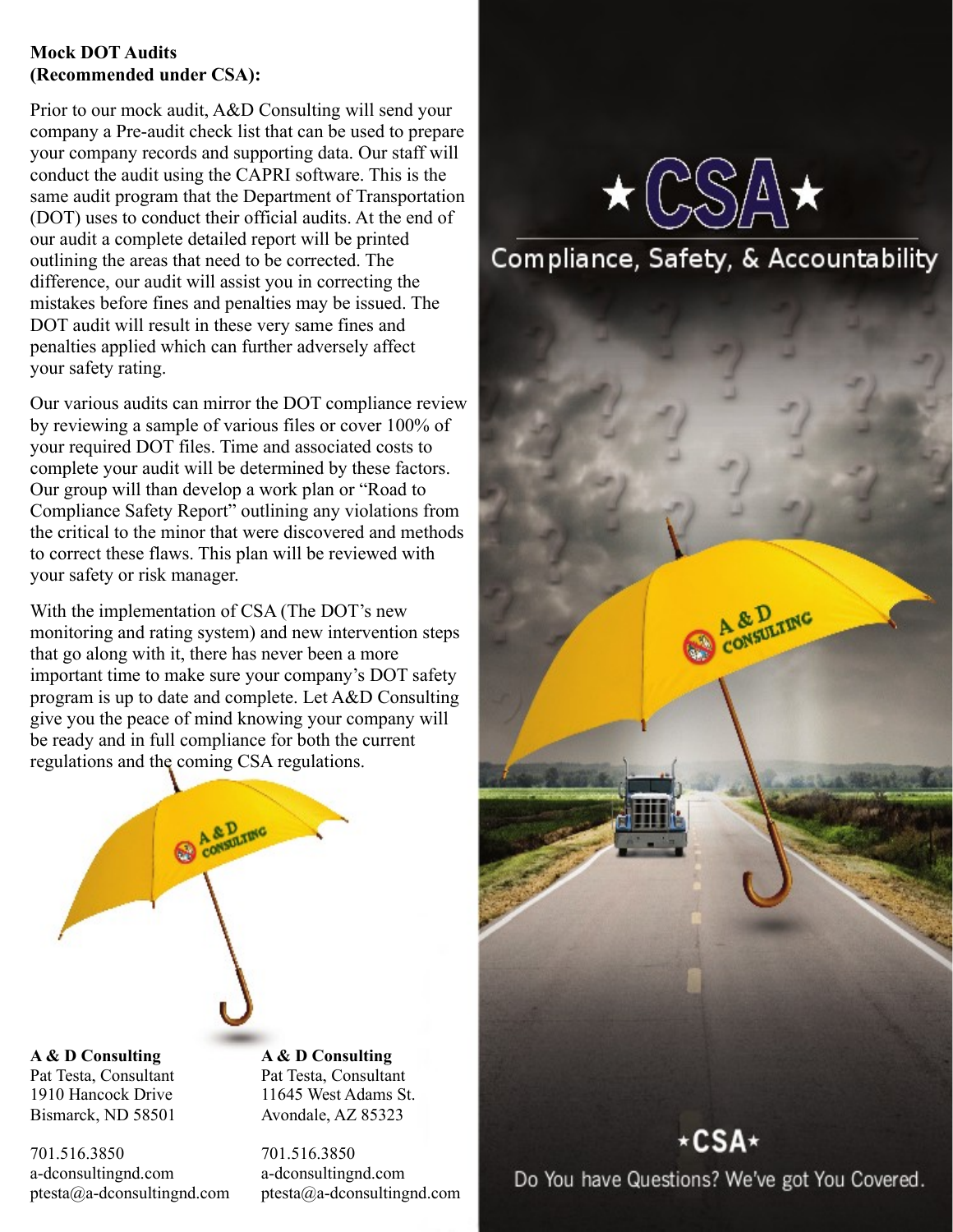**Mock DOT Audits (Recommended under CSA):**

Prior to our mock audit, A&D Consulting will send your company a Pre-audit check list that can be used to prepare your company records and supporting data. Our staff will conduct the audit using the CAPRI software. This is the same audit program that the Department of Transportation (DOT) uses to conduct their official audits. At the end of our audit a complete detailed report will be printed outlining the areas that need to be corrected. The difference, our audit will assist you in correcting the mistakes before fines and penalties may be issued. The DOT audit will result in these very same fines and penalties applied which can further adversely affect your safety rating.

Our various audits can mirror the DOT compliance review by reviewing a sample of various files or cover 100% of your required DOT files. Time and associated costs to complete your audit will be determined by these factors. Our group will than develop a work plan or "Road to Compliance Safety Report" outlining any violations from the critical to the minor that were discovered and methods to correct these flaws. This plan will be reviewed with your safety or risk manager.

With the implementation of CSA (The DOT's new monitoring and rating system) and new intervention steps that go along with it, there has never been a more important time to make sure your company's DOT safety program is up to date and complete. Let A&D Consulting give you the peace of mind knowing your company will be ready and in full compliance for both the current regulations and the coming CSA regulations.

**A & D Consulting**
Pat Testa, Consultant
1910 Hancock Drive
Bismarck, ND 58501

701.516.3850
a-dconsultingnd.com
ptesta@a-dconsultingnd.com

**A & D Consulting**
Pat Testa, Consultant
11645 West Adams St.
Avondale, AZ 85323

701.516.3850
a-dconsultingnd.com
ptesta@a-dconsultingnd.com

# ★CSA★

## Compliance, Safety, & Accountability

A & D CONSULTING

★CSA★

Do You have Questions? We've got You Covered.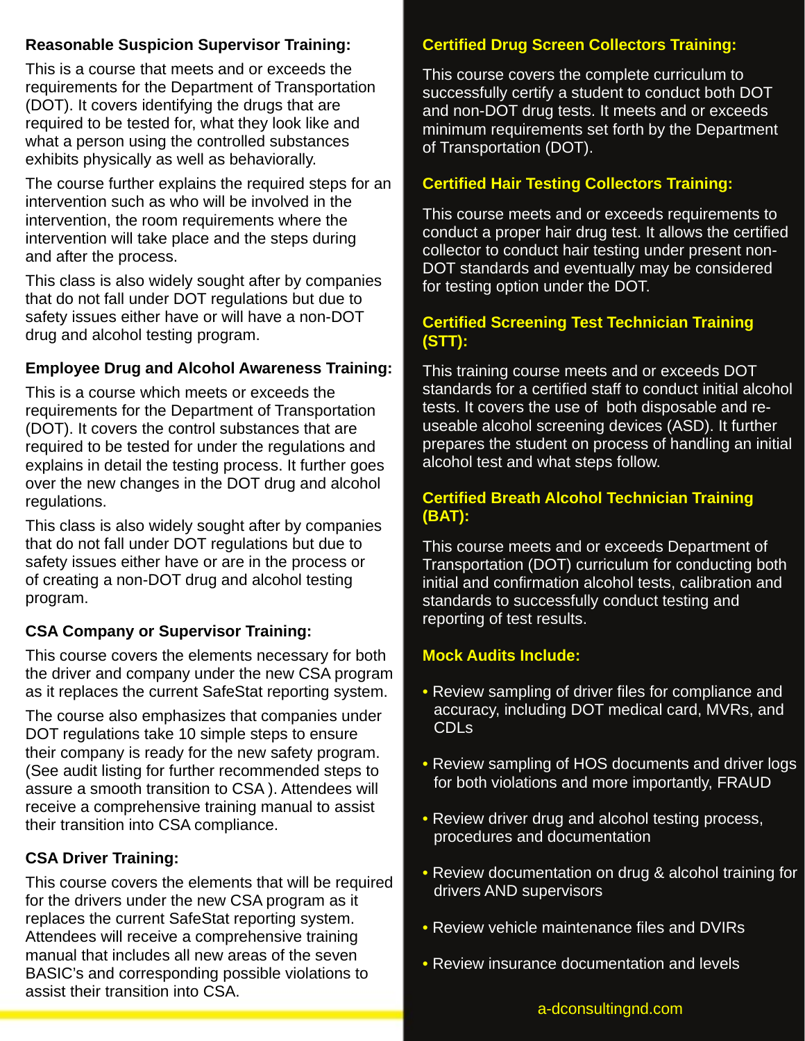**Reasonable Suspicion Supervisor Training:**

This is a course that meets and or exceeds the requirements for the Department of Transportation (DOT). It covers identifying the drugs that are required to be tested for, what they look like and what a person using the controlled substances exhibits physically as well as behaviorally.

The course further explains the required steps for an intervention such as who will be involved in the intervention, the room requirements where the intervention will take place and the steps during and after the process.

This class is also widely sought after by companies that do not fall under DOT regulations but due to safety issues either have or will have a non-DOT drug and alcohol testing program.

**Employee Drug and Alcohol Awareness Training:**

This is a course which meets or exceeds the requirements for the Department of Transportation (DOT). It covers the control substances that are required to be tested for under the regulations and explains in detail the testing process. It further goes over the new changes in the DOT drug and alcohol regulations.

This class is also widely sought after by companies that do not fall under DOT regulations but due to safety issues either have or are in the process or of creating a non-DOT drug and alcohol testing program.

**CSA Company or Supervisor Training:**

This course covers the elements necessary for both the driver and company under the new CSA program as it replaces the current SafeStat reporting system.

The course also emphasizes that companies under DOT regulations take 10 simple steps to ensure their company is ready for the new safety program. (See audit listing for further recommended steps to assure a smooth transition to CSA ). Attendees will receive a comprehensive training manual to assist their transition into CSA compliance.

**CSA Driver Training:**

This course covers the elements that will be required for the drivers under the new CSA program as it replaces the current SafeStat reporting system. Attendees will receive a comprehensive training manual that includes all new areas of the seven BASIC's and corresponding possible violations to assist their transition into CSA.

**Certified Drug Screen Collectors Training:**

This course covers the complete curriculum to successfully certify a student to conduct both DOT and non-DOT drug tests. It meets and or exceeds minimum requirements set forth by the Department of Transportation (DOT).

**Certified Hair Testing Collectors Training:**

This course meets and or exceeds requirements to conduct a proper hair drug test. It allows the certified collector to conduct hair testing under present non-DOT standards and eventually may be considered for testing option under the DOT.

**Certified Screening Test Technician Training (STT):**

This training course meets and or exceeds DOT standards for a certified staff to conduct initial alcohol tests. It covers the use of both disposable and re-useable alcohol screening devices (ASD). It further prepares the student on process of handling an initial alcohol test and what steps follow.

**Certified Breath Alcohol Technician Training (BAT):**

This course meets and or exceeds Department of Transportation (DOT) curriculum for conducting both initial and confirmation alcohol tests, calibration and standards to successfully conduct testing and reporting of test results.

**Mock Audits Include:**

- Review sampling of driver files for compliance and accuracy, including DOT medical card, MVRs, and CDLs
- Review sampling of HOS documents and driver logs for both violations and more importantly, FRAUD
- Review driver drug and alcohol testing process, procedures and documentation
- Review documentation on drug & alcohol training for drivers AND supervisors
- Review vehicle maintenance files and DVIRs
- Review insurance documentation and levels

a-dconsultingnd.com